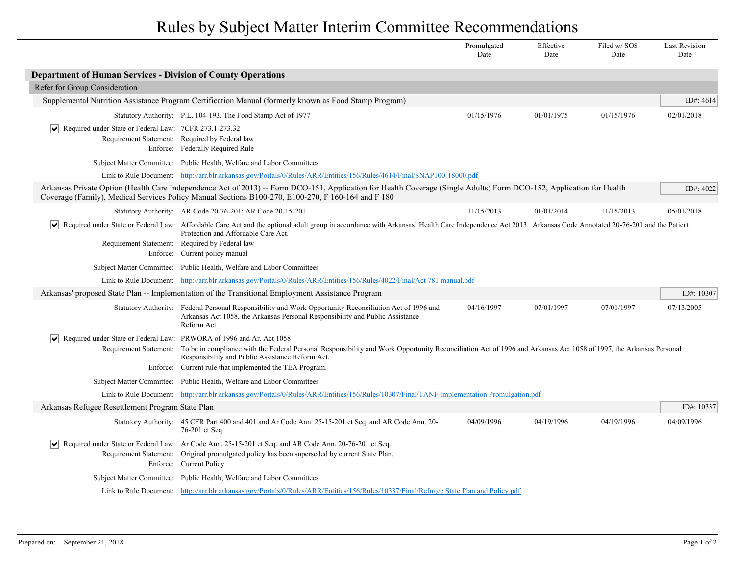# Rules by Subject Matter Interim Committee Recommendations

| | Promulgated Date | Effective Date | Filed w/ SOS Date | Last Revision Date |
|---|---|---|---|---|

## Department of Human Services - Division of County Operations

### Refer for Group Consideration

**Supplemental Nutrition Assistance Program Certification Manual (formerly known as Food Stamp Program)** — ID#: 4614

| | Promulgated Date | Effective Date | Filed w/ SOS Date | Last Revision Date |
|---|---|---|---|---|
| Statutory Authority: P.L. 104-193, The Food Stamp Act of 1977 | 01/15/1976 | 01/01/1975 | 01/15/1976 | 02/01/2018 |

- [x] Required under State or Federal Law: 7CFR 273.1-273.32

Requirement Statement: Required by Federal law

Enforce: Federally Required Rule

Subject Matter Committee: Public Health, Welfare and Labor Committees

Link to Rule Document: http://arr.blr.arkansas.gov/Portals/0/Rules/ARR/Entities/156/Rules/4614/Final/SNAP100-18000.pdf

**Arkansas Private Option (Health Care Independence Act of 2013) -- Form DCO-151, Application for Health Coverage (Single Adults) Form DCO-152, Application for Health Coverage (Family), Medical Services Policy Manual Sections B100-270, E100-270, F 160-164 and F 180** — ID#: 4022

| | Promulgated Date | Effective Date | Filed w/ SOS Date | Last Revision Date |
|---|---|---|---|---|
| Statutory Authority: AR Code 20-76-201; AR Code 20-15-201 | 11/15/2013 | 01/01/2014 | 11/15/2013 | 05/01/2018 |

- [x] Required under State or Federal Law: Affordable Care Act and the optional adult group in accordance with Arkansas' Health Care Independence Act 2013. Arkansas Code Annotated 20-76-201 and the Patient Protection and Affordable Care Act.

Requirement Statement: Required by Federal law

Enforce: Current policy manual

Subject Matter Committee: Public Health, Welfare and Labor Committees

Link to Rule Document: http://arr.blr.arkansas.gov/Portals/0/Rules/ARR/Entities/156/Rules/4022/Final/Act 781 manual.pdf

**Arkansas' proposed State Plan -- Implementation of the Transitional Employment Assistance Program** — ID#: 10307

| | Promulgated Date | Effective Date | Filed w/ SOS Date | Last Revision Date |
|---|---|---|---|---|
| Statutory Authority: Federal Personal Responsibility and Work Opportunity Reconciliation Act of 1996 and Arkansas Act 1058, the Arkansas Personal Responsibility and Public Assistance Reform Act | 04/16/1997 | 07/01/1997 | 07/01/1997 | 07/13/2005 |

- [x] Required under State or Federal Law: PRWORA of 1996 and Ar. Act 1058

Requirement Statement: To be in compliance with the Federal Personal Responsibility and Work Opportunity Reconciliation Act of 1996 and Arkansas Act 1058 of 1997, the Arkansas Personal Responsibility and Public Assistance Reform Act.

Enforce: Current rule that implemented the TEA Program.

Subject Matter Committee: Public Health, Welfare and Labor Committees

Link to Rule Document: http://arr.blr.arkansas.gov/Portals/0/Rules/ARR/Entities/156/Rules/10307/Final/TANF Implementation Promulgation.pdf

**Arkansas Refugee Resettlement Program State Plan** — ID#: 10337

| | Promulgated Date | Effective Date | Filed w/ SOS Date | Last Revision Date |
|---|---|---|---|---|
| Statutory Authority: 45 CFR Part 400 and 401 and Ar Code Ann. 25-15-201 et Seq. and AR Code Ann. 20-76-201 et Seq. | 04/09/1996 | 04/19/1996 | 04/19/1996 | 04/09/1996 |

- [x] Required under State or Federal Law: Ar Code Ann. 25-15-201 et Seq. and AR Code Ann. 20-76-201 et Seq.

Requirement Statement: Original promulgated policy has been superseded by current State Plan.

Enforce: Current Policy

Subject Matter Committee: Public Health, Welfare and Labor Committees

Link to Rule Document: http://arr.blr.arkansas.gov/Portals/0/Rules/ARR/Entities/156/Rules/10337/Final/Refugee State Plan and Policy.pdf

Prepared on: September 21, 2018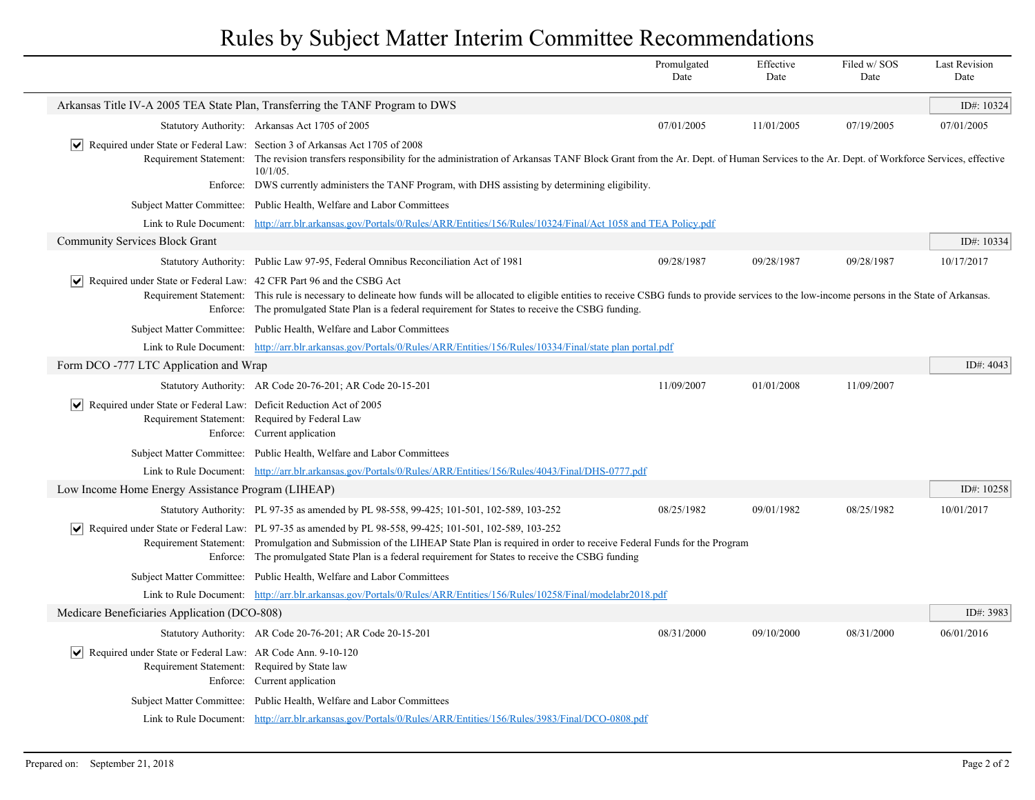# Rules by Subject Matter Interim Committee Recommendations

| | Promulgated Date | Effective Date | Filed w/ SOS Date | Last Revision Date |
|---|---|---|---|---|

## Arkansas Title IV-A 2005 TEA State Plan, Transferring the TANF Program to DWS

ID#: 10324

| | | Promulgated Date | Effective Date | Filed w/ SOS Date | Last Revision Date |
|---|---|---|---|---|---|
| Statutory Authority: | Arkansas Act 1705 of 2005 | 07/01/2005 | 11/01/2005 | 07/19/2005 | 07/01/2005 |

☑ Required under State or Federal Law: Section 3 of Arkansas Act 1705 of 2008

Requirement Statement: The revision transfers responsibility for the administration of Arkansas TANF Block Grant from the Ar. Dept. of Human Services to the Ar. Dept. of Workforce Services, effective 10/1/05.

Enforce: DWS currently administers the TANF Program, with DHS assisting by determining eligibility.

Subject Matter Committee: Public Health, Welfare and Labor Committees

Link to Rule Document: http://arr.blr.arkansas.gov/Portals/0/Rules/ARR/Entities/156/Rules/10324/Final/Act 1058 and TEA Policy.pdf

## Community Services Block Grant

ID#: 10334

| | | Promulgated Date | Effective Date | Filed w/ SOS Date | Last Revision Date |
|---|---|---|---|---|---|
| Statutory Authority: | Public Law 97-95, Federal Omnibus Reconciliation Act of 1981 | 09/28/1987 | 09/28/1987 | 09/28/1987 | 10/17/2017 |

☑ Required under State or Federal Law: 42 CFR Part 96 and the CSBG Act

Requirement Statement: This rule is necessary to delineate how funds will be allocated to eligible entities to receive CSBG funds to provide services to the low-income persons in the State of Arkansas.

Enforce: The promulgated State Plan is a federal requirement for States to receive the CSBG funding.

Subject Matter Committee: Public Health, Welfare and Labor Committees

Link to Rule Document: http://arr.blr.arkansas.gov/Portals/0/Rules/ARR/Entities/156/Rules/10334/Final/state plan portal.pdf

## Form DCO -777 LTC Application and Wrap

ID#: 4043

| | | Promulgated Date | Effective Date | Filed w/ SOS Date | Last Revision Date |
|---|---|---|---|---|---|
| Statutory Authority: | AR Code 20-76-201; AR Code 20-15-201 | 11/09/2007 | 01/01/2008 | 11/09/2007 | |

☑ Required under State or Federal Law: Deficit Reduction Act of 2005

Requirement Statement: Required by Federal Law

Enforce: Current application

Subject Matter Committee: Public Health, Welfare and Labor Committees

Link to Rule Document: http://arr.blr.arkansas.gov/Portals/0/Rules/ARR/Entities/156/Rules/4043/Final/DHS-0777.pdf

## Low Income Home Energy Assistance Program (LIHEAP)

ID#: 10258

| | | Promulgated Date | Effective Date | Filed w/ SOS Date | Last Revision Date |
|---|---|---|---|---|---|
| Statutory Authority: | PL 97-35 as amended by PL 98-558, 99-425; 101-501, 102-589, 103-252 | 08/25/1982 | 09/01/1982 | 08/25/1982 | 10/01/2017 |

☑ Required under State or Federal Law: PL 97-35 as amended by PL 98-558, 99-425; 101-501, 102-589, 103-252

Requirement Statement: Promulgation and Submission of the LIHEAP State Plan is required in order to receive Federal Funds for the Program

Enforce: The promulgated State Plan is a federal requirement for States to receive the CSBG funding

Subject Matter Committee: Public Health, Welfare and Labor Committees

Link to Rule Document: http://arr.blr.arkansas.gov/Portals/0/Rules/ARR/Entities/156/Rules/10258/Final/modelabr2018.pdf

## Medicare Beneficiaries Application (DCO-808)

ID#: 3983

| | | Promulgated Date | Effective Date | Filed w/ SOS Date | Last Revision Date |
|---|---|---|---|---|---|
| Statutory Authority: | AR Code 20-76-201; AR Code 20-15-201 | 08/31/2000 | 09/10/2000 | 08/31/2000 | 06/01/2016 |

☑ Required under State or Federal Law: AR Code Ann. 9-10-120

Requirement Statement: Required by State law

Enforce: Current application

Subject Matter Committee: Public Health, Welfare and Labor Committees

Link to Rule Document: http://arr.blr.arkansas.gov/Portals/0/Rules/ARR/Entities/156/Rules/3983/Final/DCO-0808.pdf

Prepared on: September 21, 2018